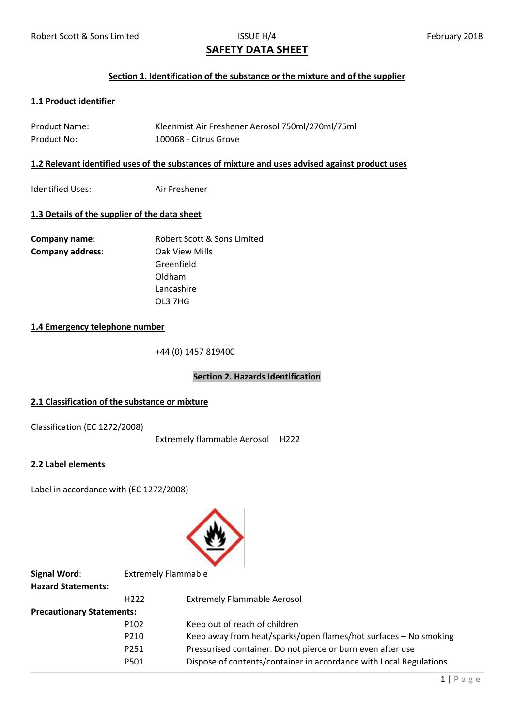Robert Scott & Sons Limited | ISSUE H/4 | February 2018

# SAFETY DATA SHEET

## Section 1. Identification of the substance or the mixture and of the supplier

### 1.1 Product identifier

Product Name: Kleenmist Air Freshener Aerosol 750ml/270ml/75ml

Product No: 100068 - Citrus Grove

### 1.2 Relevant identified uses of the substances of mixture and uses advised against product uses

Identified Uses: Air Freshener

### 1.3 Details of the supplier of the data sheet

**Company name**: Robert Scott & Sons Limited

**Company address**: Oak View Mills
Greenfield
Oldham
Lancashire
OL3 7HG

### 1.4 Emergency telephone number

+44 (0) 1457 819400

## Section 2. Hazards Identification

### 2.1 Classification of the substance or mixture

Classification (EC 1272/2008)

Extremely flammable Aerosol H222

### 2.2 Label elements

Label in accordance with (EC 1272/2008)

**Signal Word**: Extremely Flammable

**Hazard Statements:**

| | |
|---|---|
| H222 | Extremely Flammable Aerosol |

**Precautionary Statements:**

| | |
|---|---|
| P102 | Keep out of reach of children |
| P210 | Keep away from heat/sparks/open flames/hot surfaces – No smoking |
| P251 | Pressurised container. Do not pierce or burn even after use |
| P501 | Dispose of contents/container in accordance with Local Regulations |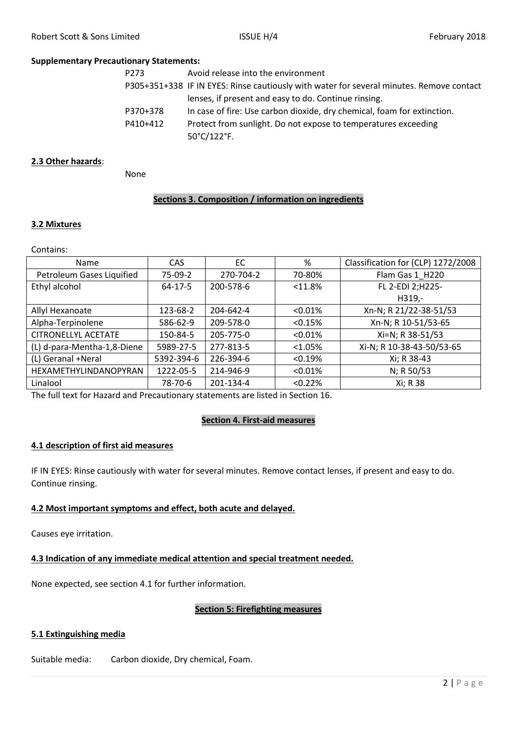**Supplementary Precautionary Statements:**

| | |
|---|---|
| P273 | Avoid release into the environment |
| P305+351+338 | IF IN EYES: Rinse cautiously with water for several minutes. Remove contact lenses, if present and easy to do. Continue rinsing. |
| P370+378 | In case of fire: Use carbon dioxide, dry chemical, foam for extinction. |
| P410+412 | Protect from sunlight. Do not expose to temperatures exceeding 50°C/122°F. |

**2.3 Other hazards**:

None

## Sections 3. Composition / information on ingredients

### 3.2 Mixtures

Contains:

| Name | CAS | EC | % | Classification for (CLP) 1272/2008 |
|---|---|---|---|---|
| Petroleum Gases Liquified | 75-09-2 | 270-704-2 | 70-80% | Flam Gas 1_H220 |
| Ethyl alcohol | 64-17-5 | 200-578-6 | <11.8% | FL 2-EDI 2;H225-H319,- |
| Allyl Hexanoate | 123-68-2 | 204-642-4 | <0.01% | Xn-N; R 21/22-38-51/53 |
| Alpha-Terpinolene | 586-62-9 | 209-578-0 | <0.15% | Xn-N; R 10-51/53-65 |
| CITRONELLYL ACETATE | 150-84-5 | 205-775-0 | <0.01% | Xi=N; R 38-51/53 |
| (L) d-para-Mentha-1,8-Diene | 5989-27-5 | 277-813-5 | <1.05% | Xi-N; R 10-38-43-50/53-65 |
| (L) Geranal +Neral | 5392-394-6 | 226-394-6 | <0.19% | Xi; R 38-43 |
| HEXAMETHYLINDANOPYRAN | 1222-05-5 | 214-946-9 | <0.01% | N; R 50/53 |
| Linalool | 78-70-6 | 201-134-4 | <0.22% | Xi; R 38 |

The full text for Hazard and Precautionary statements are listed in Section 16.

## Section 4. First-aid measures

### 4.1 description of first aid measures

IF IN EYES: Rinse cautiously with water for several minutes. Remove contact lenses, if present and easy to do. Continue rinsing.

### 4.2 Most important symptoms and effect, both acute and delayed.

Causes eye irritation.

### 4.3 Indication of any immediate medical attention and special treatment needed.

None expected, see section 4.1 for further information.

## Section 5: Firefighting measures

### 5.1 Extinguishing media

Suitable media: Carbon dioxide, Dry chemical, Foam.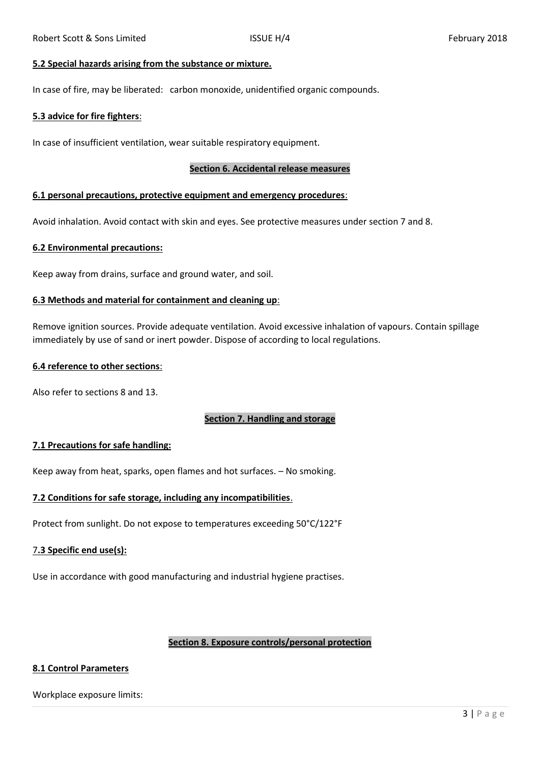**5.2 Special hazards arising from the substance or mixture.**

In case of fire, may be liberated: carbon monoxide, unidentified organic compounds.

**5.3 advice for fire fighters**:

In case of insufficient ventilation, wear suitable respiratory equipment.

## Section 6. Accidental release measures

**6.1 personal precautions, protective equipment and emergency procedures**:

Avoid inhalation. Avoid contact with skin and eyes. See protective measures under section 7 and 8.

**6.2 Environmental precautions:**

Keep away from drains, surface and ground water, and soil.

**6.3 Methods and material for containment and cleaning up**:

Remove ignition sources. Provide adequate ventilation. Avoid excessive inhalation of vapours. Contain spillage immediately by use of sand or inert powder. Dispose of according to local regulations.

**6.4 reference to other sections**:

Also refer to sections 8 and 13.

## Section 7. Handling and storage

**7.1 Precautions for safe handling:**

Keep away from heat, sparks, open flames and hot surfaces. – No smoking.

**7.2 Conditions for safe storage, including any incompatibilities**.

Protect from sunlight. Do not expose to temperatures exceeding 50°C/122°F

**7.3 Specific end use(s):**

Use in accordance with good manufacturing and industrial hygiene practises.

## Section 8. Exposure controls/personal protection

**8.1 Control Parameters**

Workplace exposure limits: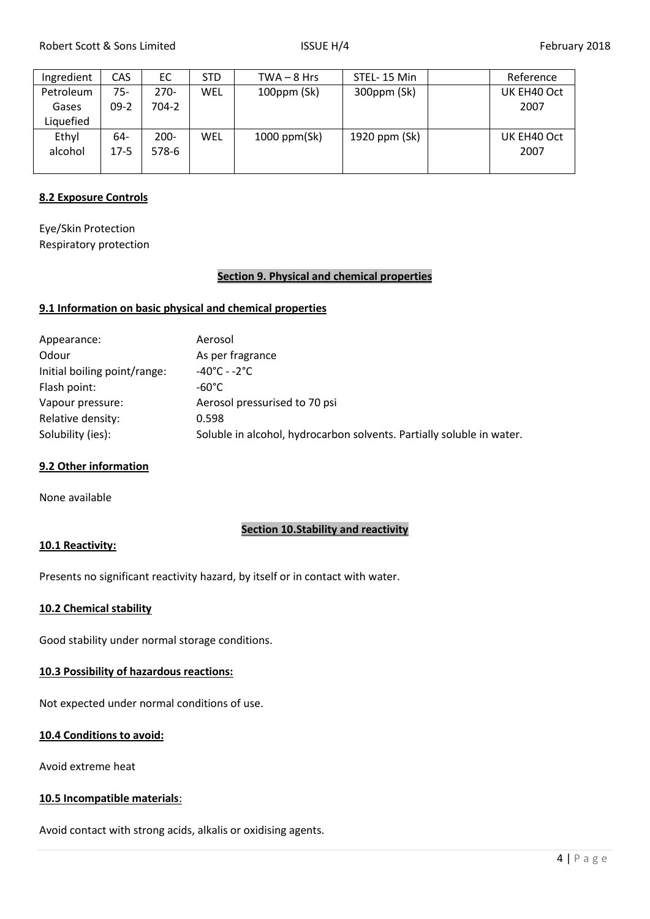| Ingredient | CAS | EC | STD | TWA – 8 Hrs | STEL- 15 Min | | Reference |
|---|---|---|---|---|---|---|---|
| Petroleum Gases Liquefied | 75-09-2 | 270-704-2 | WEL | 100ppm (Sk) | 300ppm (Sk) | | UK EH40 Oct 2007 |
| Ethyl alcohol | 64-17-5 | 200-578-6 | WEL | 1000 ppm(Sk) | 1920 ppm (Sk) | | UK EH40 Oct 2007 |

**8.2 Exposure Controls**

Eye/Skin Protection
Respiratory protection

## Section 9. Physical and chemical properties

**9.1 Information on basic physical and chemical properties**

| | |
|---|---|
| Appearance: | Aerosol |
| Odour | As per fragrance |
| Initial boiling point/range: | -40°C - -2°C |
| Flash point: | -60°C |
| Vapour pressure: | Aerosol pressurised to 70 psi |
| Relative density: | 0.598 |
| Solubility (ies): | Soluble in alcohol, hydrocarbon solvents. Partially soluble in water. |

**9.2 Other information**

None available

## Section 10.Stability and reactivity

**10.1 Reactivity:**

Presents no significant reactivity hazard, by itself or in contact with water.

**10.2 Chemical stability**

Good stability under normal storage conditions.

**10.3 Possibility of hazardous reactions:**

Not expected under normal conditions of use.

**10.4 Conditions to avoid:**

Avoid extreme heat

**10.5 Incompatible materials**:

Avoid contact with strong acids, alkalis or oxidising agents.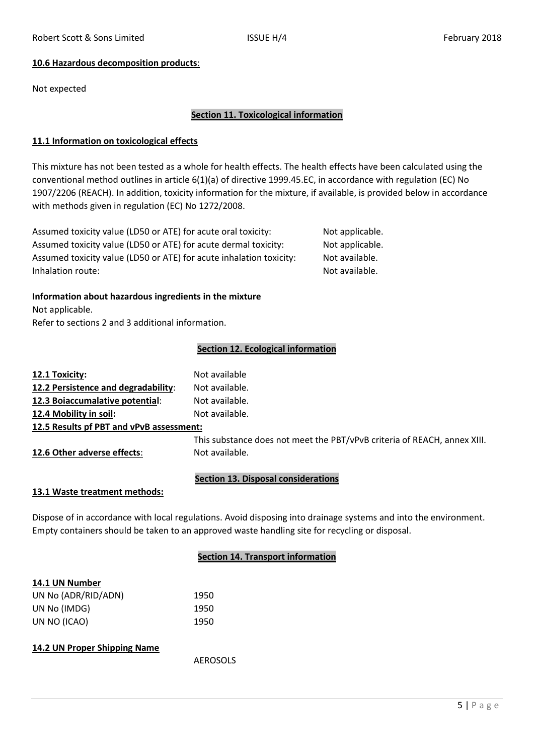**10.6 Hazardous decomposition products**:

Not expected

## Section 11. Toxicological information

**11.1 Information on toxicological effects**

This mixture has not been tested as a whole for health effects. The health effects have been calculated using the conventional method outlines in article 6(1)(a) of directive 1999.45.EC, in accordance with regulation (EC) No 1907/2206 (REACH). In addition, toxicity information for the mixture, if available, is provided below in accordance with methods given in regulation (EC) No 1272/2008.

| | |
|---|---|
| Assumed toxicity value (LD50 or ATE) for acute oral toxicity: | Not applicable. |
| Assumed toxicity value (LD50 or ATE) for acute dermal toxicity: | Not applicable. |
| Assumed toxicity value (LD50 or ATE) for acute inhalation toxicity: | Not available. |
| Inhalation route: | Not available. |

**Information about hazardous ingredients in the mixture**

Not applicable.

Refer to sections 2 and 3 additional information.

## Section 12. Ecological information

| | |
|---|---|
| **12.1 Toxicity:** | Not available |
| **12.2 Persistence and degradability**: | Not available. |
| **12.3 Boiaccumalative potential**: | Not available. |
| **12.4 Mobility in soil:** | Not available. |
| **12.5 Results pf PBT and vPvB assessment:** | This substance does not meet the PBT/vPvB criteria of REACH, annex XIII. |
| **12.6 Other adverse effects**: | Not available. |

## Section 13. Disposal considerations

**13.1 Waste treatment methods:**

Dispose of in accordance with local regulations. Avoid disposing into drainage systems and into the environment. Empty containers should be taken to an approved waste handling site for recycling or disposal.

## Section 14. Transport information

**14.1 UN Number**

| | |
|---|---|
| UN No (ADR/RID/ADN) | 1950 |
| UN No (IMDG) | 1950 |
| UN NO (ICAO) | 1950 |

**14.2 UN Proper Shipping Name**

AEROSOLS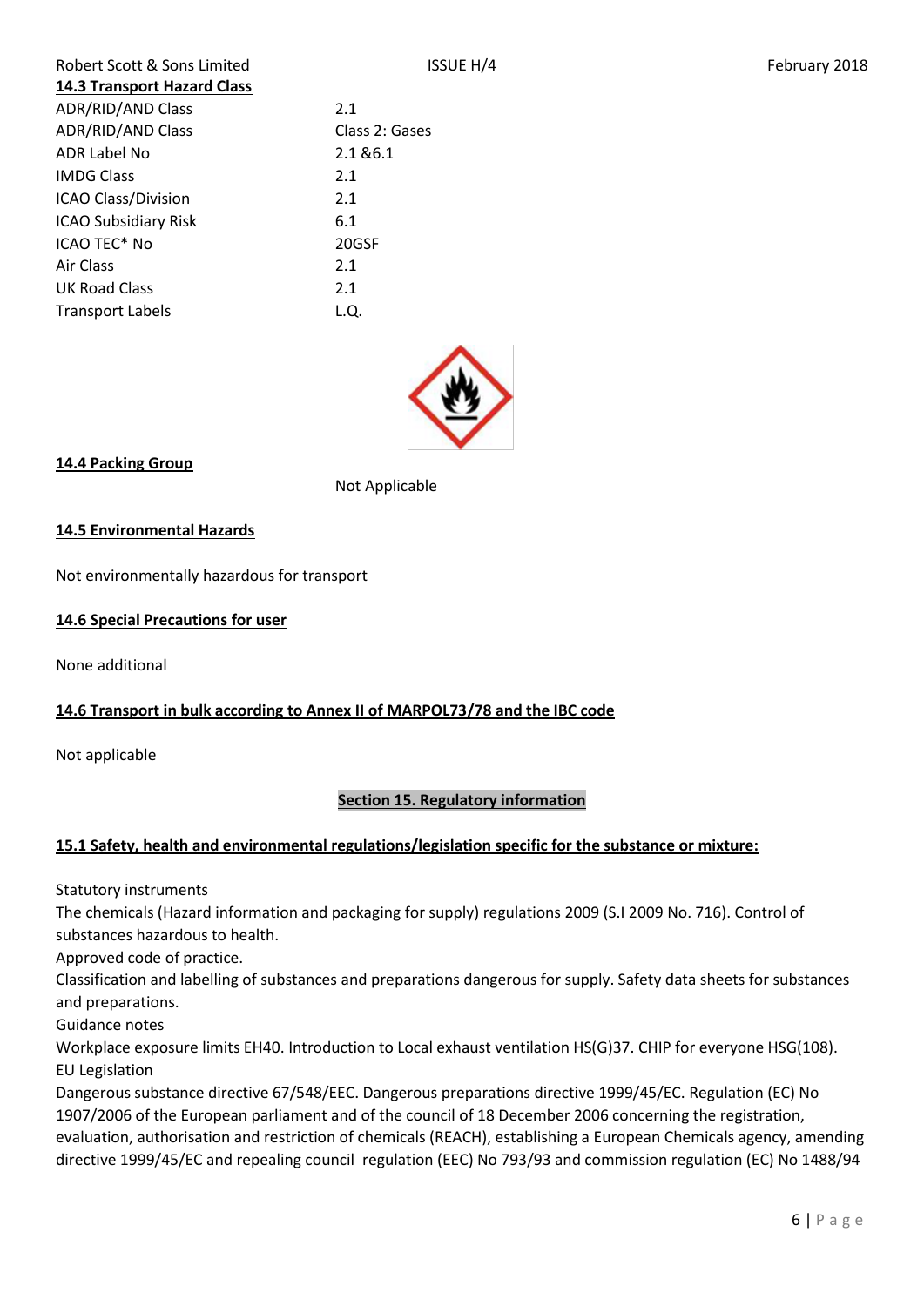**14.3 Transport Hazard Class**

| | |
|---|---|
| ADR/RID/AND Class | 2.1 |
| ADR/RID/AND Class | Class 2: Gases |
| ADR Label No | 2.1 &6.1 |
| IMDG Class | 2.1 |
| ICAO Class/Division | 2.1 |
| ICAO Subsidiary Risk | 6.1 |
| ICAO TEC* No | 20GSF |
| Air Class | 2.1 |
| UK Road Class | 2.1 |
| Transport Labels | L.Q. |

**14.4 Packing Group**

Not Applicable

**14.5 Environmental Hazards**

Not environmentally hazardous for transport

**14.6 Special Precautions for user**

None additional

**14.6 Transport in bulk according to Annex II of MARPOL73/78 and the IBC code**

Not applicable

## Section 15. Regulatory information

**15.1 Safety, health and environmental regulations/legislation specific for the substance or mixture:**

Statutory instruments

The chemicals (Hazard information and packaging for supply) regulations 2009 (S.I 2009 No. 716). Control of substances hazardous to health.

Approved code of practice.

Classification and labelling of substances and preparations dangerous for supply. Safety data sheets for substances and preparations.

Guidance notes

Workplace exposure limits EH40. Introduction to Local exhaust ventilation HS(G)37. CHIP for everyone HSG(108).

EU Legislation

Dangerous substance directive 67/548/EEC. Dangerous preparations directive 1999/45/EC. Regulation (EC) No 1907/2006 of the European parliament and of the council of 18 December 2006 concerning the registration, evaluation, authorisation and restriction of chemicals (REACH), establishing a European Chemicals agency, amending directive 1999/45/EC and repealing council regulation (EEC) No 793/93 and commission regulation (EC) No 1488/94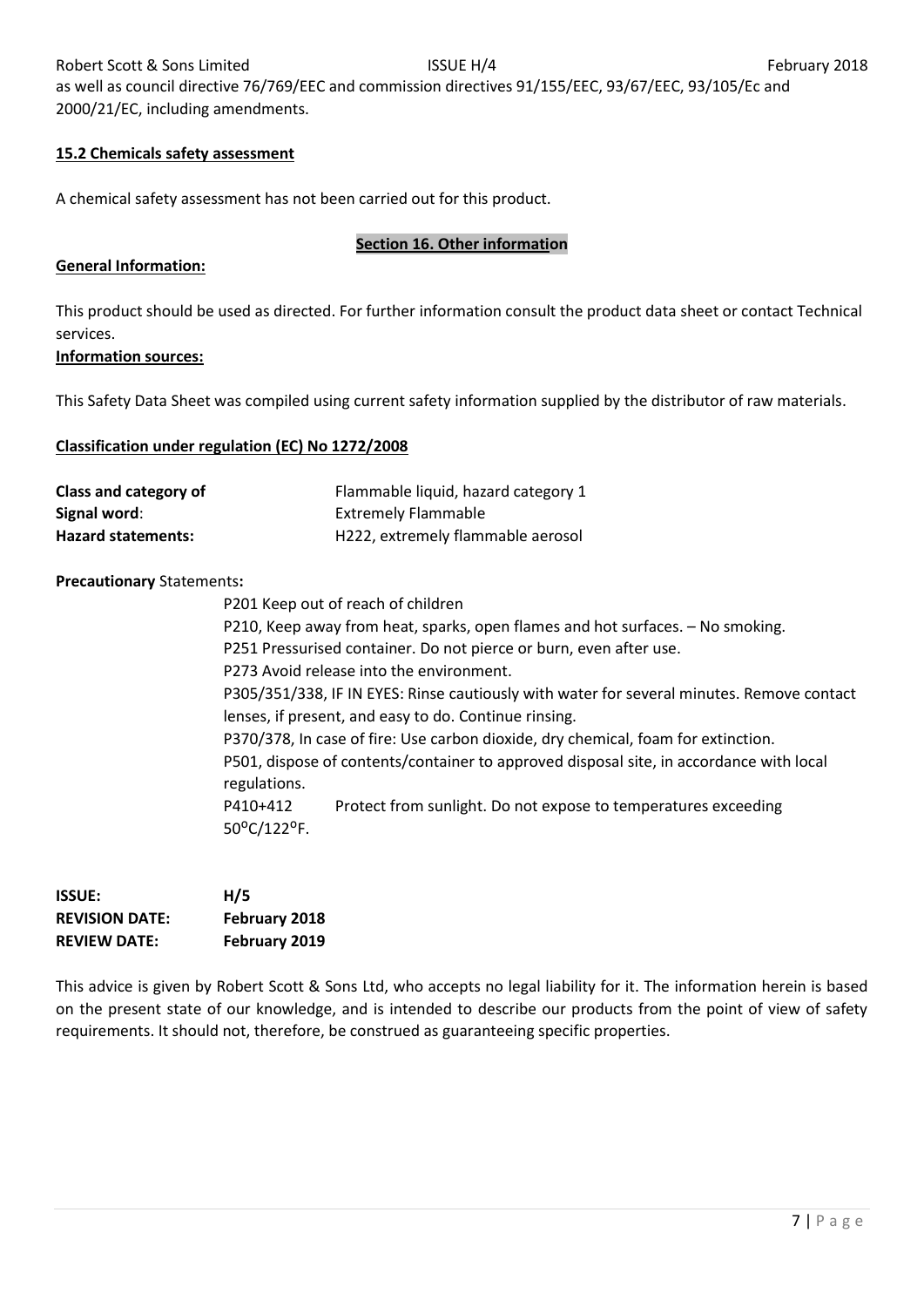as well as council directive 76/769/EEC and commission directives 91/155/EEC, 93/67/EEC, 93/105/Ec and 2000/21/EC, including amendments.

**15.2 Chemicals safety assessment**

A chemical safety assessment has not been carried out for this product.

## Section 16. Other information

**General Information:**

This product should be used as directed. For further information consult the product data sheet or contact Technical services.

**Information sources:**

This Safety Data Sheet was compiled using current safety information supplied by the distributor of raw materials.

**Classification under regulation (EC) No 1272/2008**

| | |
|---|---|
| **Class and category of** | Flammable liquid, hazard category 1 |
| **Signal word**: | Extremely Flammable |
| **Hazard statements:** | H222, extremely flammable aerosol |

**Precautionary** Statements**:**

P201 Keep out of reach of children

P210, Keep away from heat, sparks, open flames and hot surfaces. – No smoking.

P251 Pressurised container. Do not pierce or burn, even after use.

P273 Avoid release into the environment.

P305/351/338, IF IN EYES: Rinse cautiously with water for several minutes. Remove contact lenses, if present, and easy to do. Continue rinsing.

P370/378, In case of fire: Use carbon dioxide, dry chemical, foam for extinction.

P501, dispose of contents/container to approved disposal site, in accordance with local regulations.

P410+412 Protect from sunlight. Do not expose to temperatures exceeding 50°C/122°F.

| | |
|---|---|
| **ISSUE:** | **H/5** |
| **REVISION DATE:** | **February 2018** |
| **REVIEW DATE:** | **February 2019** |

This advice is given by Robert Scott & Sons Ltd, who accepts no legal liability for it. The information herein is based on the present state of our knowledge, and is intended to describe our products from the point of view of safety requirements. It should not, therefore, be construed as guaranteeing specific properties.